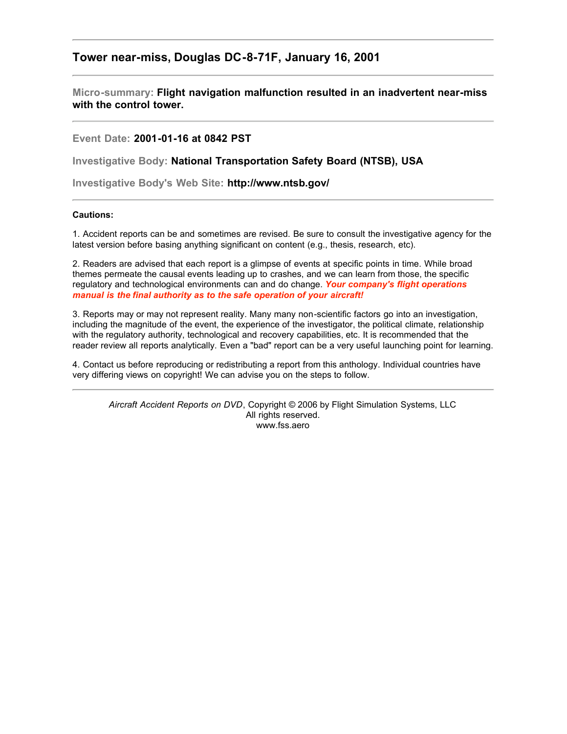## Tower near-miss, Douglas DC-8-71F, January 16, 2001

---

**Micro-summary: Flight navigation malfunction resulted in an inadvertent near-miss with the control tower.**

---

**Event Date: 2001-01-16 at 0842 PST**

**Investigative Body: National Transportation Safety Board (NTSB), USA**

**Investigative Body's Web Site: http://www.ntsb.gov/**

---

**Cautions:**

1. Accident reports can be and sometimes are revised. Be sure to consult the investigative agency for the latest version before basing anything significant on content (e.g., thesis, research, etc).

2. Readers are advised that each report is a glimpse of events at specific points in time. While broad themes permeate the causal events leading up to crashes, and we can learn from those, the specific regulatory and technological environments can and do change. ***Your company's flight operations manual is the final authority as to the safe operation of your aircraft!***

3. Reports may or may not represent reality. Many many non-scientific factors go into an investigation, including the magnitude of the event, the experience of the investigator, the political climate, relationship with the regulatory authority, technological and recovery capabilities, etc. It is recommended that the reader review all reports analytically. Even a "bad" report can be a very useful launching point for learning.

4. Contact us before reproducing or redistributing a report from this anthology. Individual countries have very differing views on copyright! We can advise you on the steps to follow.

---

*Aircraft Accident Reports on DVD*, Copyright © 2006 by Flight Simulation Systems, LLC
All rights reserved.
www.fss.aero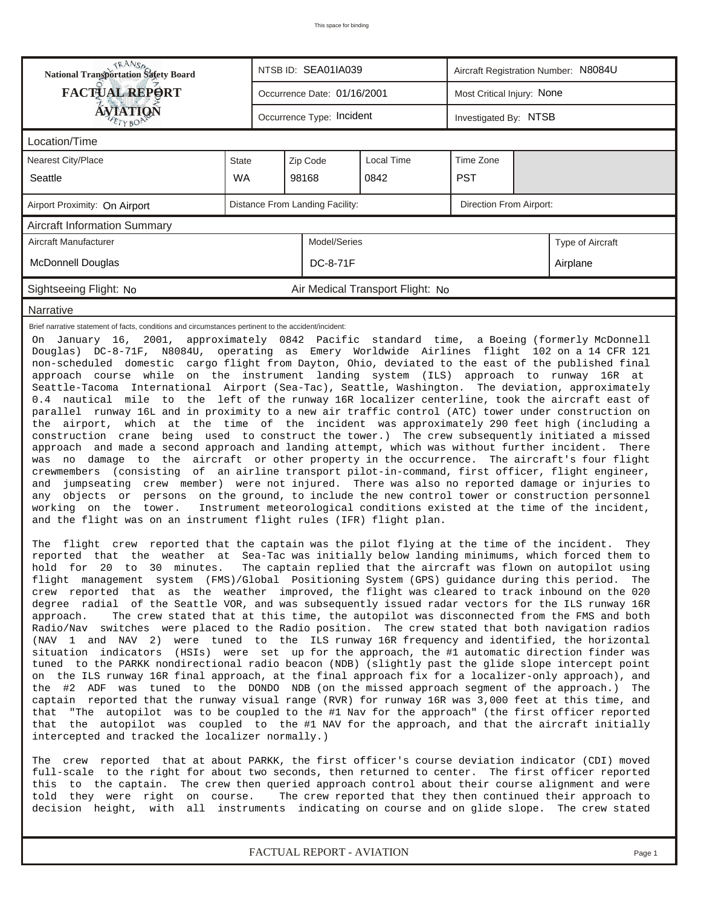This space for binding

| National Transportation Safety Board FACTUAL REPORT AVIATION | NTSB ID: SEA01IA039 | Aircraft Registration Number: N8084U |
|---|---|---|
| | Occurrence Date: 01/16/2001 | Most Critical Injury: None |
| | Occurrence Type: Incident | Investigated By: NTSB |

## Location/Time

| Nearest City/Place | State | Zip Code | Local Time | Time Zone |
|---|---|---|---|---|
| Seattle | WA | 98168 | 0842 | PST |

| Airport Proximity: On Airport | Distance From Landing Facility: | Direction From Airport: |
|---|---|---|

## Aircraft Information Summary

| Aircraft Manufacturer | Model/Series | Type of Aircraft |
|---|---|---|
| McDonnell Douglas | DC-8-71F | Airplane |

Sightseeing Flight: No    Air Medical Transport Flight: No

## Narrative

Brief narrative statement of facts, conditions and circumstances pertinent to the accident/incident:

On January 16, 2001, approximately 0842 Pacific standard time, a Boeing (formerly McDonnell Douglas) DC-8-71F, N8084U, operating as Emery Worldwide Airlines flight 102 on a 14 CFR 121 non-scheduled domestic cargo flight from Dayton, Ohio, deviated to the east of the published final approach course while on the instrument landing system (ILS) approach to runway 16R at Seattle-Tacoma International Airport (Sea-Tac), Seattle, Washington. The deviation, approximately 0.4 nautical mile to the left of the runway 16R localizer centerline, took the aircraft east of parallel runway 16L and in proximity to a new air traffic control (ATC) tower under construction on the airport, which at the time of the incident was approximately 290 feet high (including a construction crane being used to construct the tower.) The crew subsequently initiated a missed approach and made a second approach and landing attempt, which was without further incident. There was no damage to the aircraft or other property in the occurrence. The aircraft's four flight crewmembers (consisting of an airline transport pilot-in-command, first officer, flight engineer, and jumpseating crew member) were not injured. There was also no reported damage or injuries to any objects or persons on the ground, to include the new control tower or construction personnel working on the tower. Instrument meteorological conditions existed at the time of the incident, and the flight was on an instrument flight rules (IFR) flight plan.

The flight crew reported that the captain was the pilot flying at the time of the incident. They reported that the weather at Sea-Tac was initially below landing minimums, which forced them to hold for 20 to 30 minutes. The captain replied that the aircraft was flown on autopilot using flight management system (FMS)/Global Positioning System (GPS) guidance during this period. The crew reported that as the weather improved, the flight was cleared to track inbound on the 020 degree radial of the Seattle VOR, and was subsequently issued radar vectors for the ILS runway 16R approach. The crew stated that at this time, the autopilot was disconnected from the FMS and both Radio/Nav switches were placed to the Radio position. The crew stated that both navigation radios (NAV 1 and NAV 2) were tuned to the ILS runway 16R frequency and identified, the horizontal situation indicators (HSIs) were set up for the approach, the #1 automatic direction finder was tuned to the PARKK nondirectional radio beacon (NDB) (slightly past the glide slope intercept point on the ILS runway 16R final approach, at the final approach fix for a localizer-only approach), and the #2 ADF was tuned to the DONDO NDB (on the missed approach segment of the approach.) The captain reported that the runway visual range (RVR) for runway 16R was 3,000 feet at this time, and that "The autopilot was to be coupled to the #1 Nav for the approach" (the first officer reported that the autopilot was coupled to the #1 NAV for the approach, and that the aircraft initially intercepted and tracked the localizer normally.)

The crew reported that at about PARKK, the first officer's course deviation indicator (CDI) moved full-scale to the right for about two seconds, then returned to center. The first officer reported this to the captain. The crew then queried approach control about their course alignment and were told they were right on course. The crew reported that they then continued their approach to decision height, with all instruments indicating on course and on glide slope. The crew stated

FACTUAL REPORT - AVIATION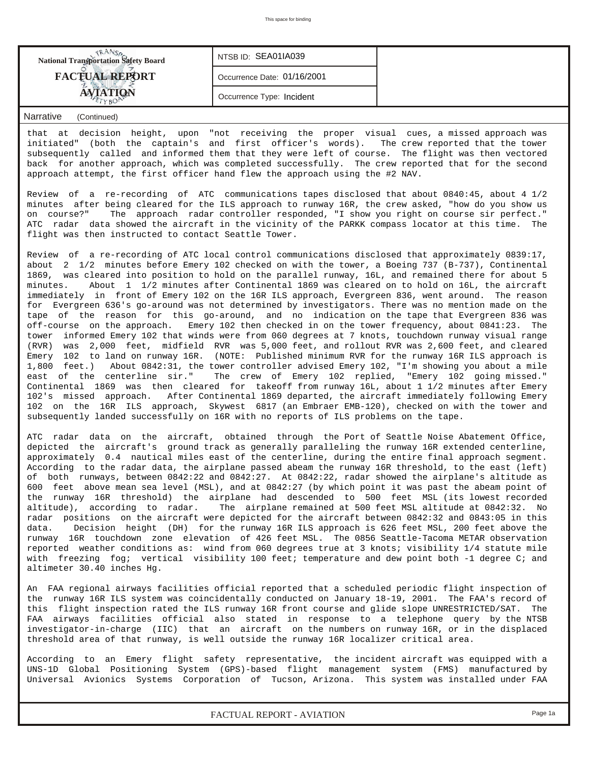**National Transportation Safety Board**
**FACTUAL REPORT**
**AVIATION**

| NTSB ID: SEA01IA039 |
|---|
| Occurrence Date: 01/16/2001 |
| Occurrence Type: Incident |

**Narrative** (Continued)

that at decision height, upon "not receiving the proper visual cues, a missed approach was initiated" (both the captain's and first officer's words). The crew reported that the tower subsequently called and informed them that they were left of course. The flight was then vectored back for another approach, which was completed successfully. The crew reported that for the second approach attempt, the first officer hand flew the approach using the #2 NAV.

Review of a re-recording of ATC communications tapes disclosed that about 0840:45, about 4 1/2 minutes after being cleared for the ILS approach to runway 16R, the crew asked, "how do you show us on course?" The approach radar controller responded, "I show you right on course sir perfect." ATC radar data showed the aircraft in the vicinity of the PARKK compass locator at this time. The flight was then instructed to contact Seattle Tower.

Review of a re-recording of ATC local control communications disclosed that approximately 0839:17, about 2 1/2 minutes before Emery 102 checked on with the tower, a Boeing 737 (B-737), Continental 1869, was cleared into position to hold on the parallel runway, 16L, and remained there for about 5 minutes. About 1 1/2 minutes after Continental 1869 was cleared on to hold on 16L, the aircraft immediately in front of Emery 102 on the 16R ILS approach, Evergreen 836, went around. The reason for Evergreen 636's go-around was not determined by investigators. There was no mention made on the tape of the reason for this go-around, and no indication on the tape that Evergreen 836 was off-course on the approach. Emery 102 then checked in on the tower frequency, about 0841:23. The tower informed Emery 102 that winds were from 060 degrees at 7 knots, touchdown runway visual range (RVR) was 2,000 feet, midfield RVR was 5,000 feet, and rollout RVR was 2,600 feet, and cleared Emery 102 to land on runway 16R. (NOTE: Published minimum RVR for the runway 16R ILS approach is 1,800 feet.) About 0842:31, the tower controller advised Emery 102, "I'm showing you about a mile east of the centerline sir." The crew of Emery 102 replied, "Emery 102 going missed." Continental 1869 was then cleared for takeoff from runway 16L, about 1 1/2 minutes after Emery 102's missed approach. After Continental 1869 departed, the aircraft immediately following Emery 102 on the 16R ILS approach, Skywest 6817 (an Embraer EMB-120), checked on with the tower and subsequently landed successfully on 16R with no reports of ILS problems on the tape.

ATC radar data on the aircraft, obtained through the Port of Seattle Noise Abatement Office, depicted the aircraft's ground track as generally paralleling the runway 16R extended centerline, approximately 0.4 nautical miles east of the centerline, during the entire final approach segment. According to the radar data, the airplane passed abeam the runway 16R threshold, to the east (left) of both runways, between 0842:22 and 0842:27. At 0842:22, radar showed the airplane's altitude as 600 feet above mean sea level (MSL), and at 0842:27 (by which point it was past the abeam point of the runway 16R threshold) the airplane had descended to 500 feet MSL (its lowest recorded altitude), according to radar. The airplane remained at 500 feet MSL altitude at 0842:32. No radar positions on the aircraft were depicted for the aircraft between 0842:32 and 0843:05 in this data. Decision height (DH) for the runway 16R ILS approach is 626 feet MSL, 200 feet above the runway 16R touchdown zone elevation of 426 feet MSL. The 0856 Seattle-Tacoma METAR observation reported weather conditions as: wind from 060 degrees true at 3 knots; visibility 1/4 statute mile with freezing fog; vertical visibility 100 feet; temperature and dew point both -1 degree C; and altimeter 30.40 inches Hg.

An FAA regional airways facilities official reported that a scheduled periodic flight inspection of the runway 16R ILS system was coincidentally conducted on January 18-19, 2001. The FAA's record of this flight inspection rated the ILS runway 16R front course and glide slope UNRESTRICTED/SAT. The FAA airways facilities official also stated in response to a telephone query by the NTSB investigator-in-charge (IIC) that an aircraft on the numbers on runway 16R, or in the displaced threshold area of that runway, is well outside the runway 16R localizer critical area.

According to an Emery flight safety representative, the incident aircraft was equipped with a UNS-1D Global Positioning System (GPS)-based flight management system (FMS) manufactured by Universal Avionics Systems Corporation of Tucson, Arizona. This system was installed under FAA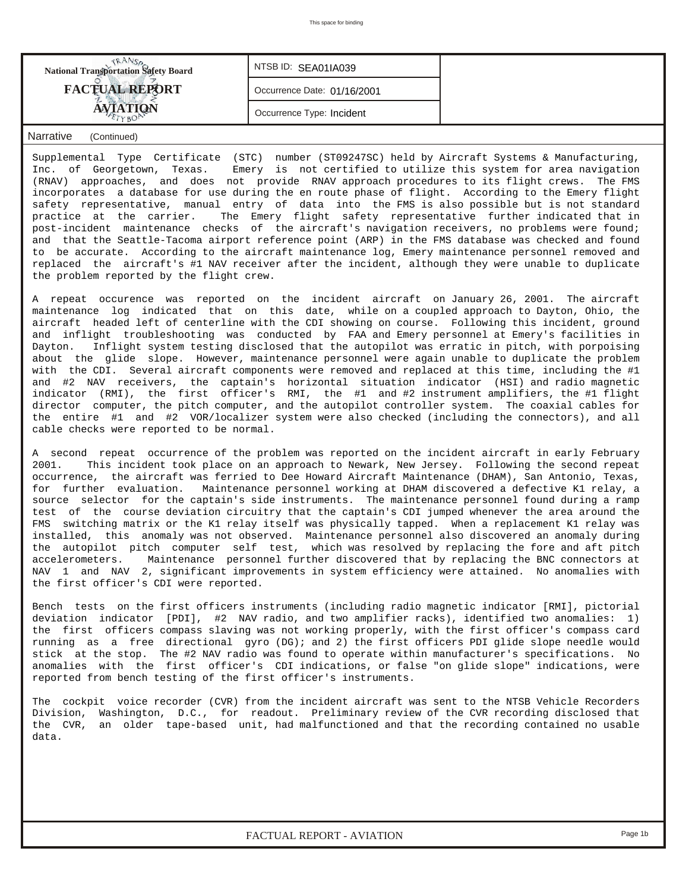**National Transportation Safety Board**

**FACTUAL REPORT**

**AVIATION**

| NTSB ID: SEA01IA039 |
| --- |
| Occurrence Date: 01/16/2001 |
| Occurrence Type: Incident |

## Narrative (Continued)

Supplemental Type Certificate (STC) number (ST09247SC) held by Aircraft Systems & Manufacturing, Inc. of Georgetown, Texas. Emery is not certified to utilize this system for area navigation (RNAV) approaches, and does not provide RNAV approach procedures to its flight crews. The FMS incorporates a database for use during the en route phase of flight. According to the Emery flight safety representative, manual entry of data into the FMS is also possible but is not standard practice at the carrier. The Emery flight safety representative further indicated that in post-incident maintenance checks of the aircraft's navigation receivers, no problems were found; and that the Seattle-Tacoma airport reference point (ARP) in the FMS database was checked and found to be accurate. According to the aircraft maintenance log, Emery maintenance personnel removed and replaced the aircraft's #1 NAV receiver after the incident, although they were unable to duplicate the problem reported by the flight crew.

A repeat occurence was reported on the incident aircraft on January 26, 2001. The aircraft maintenance log indicated that on this date, while on a coupled approach to Dayton, Ohio, the aircraft headed left of centerline with the CDI showing on course. Following this incident, ground and inflight troubleshooting was conducted by FAA and Emery personnel at Emery's facilities in Dayton. Inflight system testing disclosed that the autopilot was erratic in pitch, with porpoising about the glide slope. However, maintenance personnel were again unable to duplicate the problem with the CDI. Several aircraft components were removed and replaced at this time, including the #1 and #2 NAV receivers, the captain's horizontal situation indicator (HSI) and radio magnetic indicator (RMI), the first officer's RMI, the #1 and #2 instrument amplifiers, the #1 flight director computer, the pitch computer, and the autopilot controller system. The coaxial cables for the entire #1 and #2 VOR/localizer system were also checked (including the connectors), and all cable checks were reported to be normal.

A second repeat occurrence of the problem was reported on the incident aircraft in early February 2001. This incident took place on an approach to Newark, New Jersey. Following the second repeat occurrence, the aircraft was ferried to Dee Howard Aircraft Maintenance (DHAM), San Antonio, Texas, for further evaluation. Maintenance personnel working at DHAM discovered a defective K1 relay, a source selector for the captain's side instruments. The maintenance personnel found during a ramp test of the course deviation circuitry that the captain's CDI jumped whenever the area around the FMS switching matrix or the K1 relay itself was physically tapped. When a replacement K1 relay was installed, this anomaly was not observed. Maintenance personnel also discovered an anomaly during the autopilot pitch computer self test, which was resolved by replacing the fore and aft pitch accelerometers. Maintenance personnel further discovered that by replacing the BNC connectors at NAV 1 and NAV 2, significant improvements in system efficiency were attained. No anomalies with the first officer's CDI were reported.

Bench tests on the first officers instruments (including radio magnetic indicator [RMI], pictorial deviation indicator [PDI], #2 NAV radio, and two amplifier racks), identified two anomalies: 1) the first officers compass slaving was not working properly, with the first officer's compass card running as a free directional gyro (DG); and 2) the first officers PDI glide slope needle would stick at the stop. The #2 NAV radio was found to operate within manufacturer's specifications. No anomalies with the first officer's CDI indications, or false "on glide slope" indications, were reported from bench testing of the first officer's instruments.

The cockpit voice recorder (CVR) from the incident aircraft was sent to the NTSB Vehicle Recorders Division, Washington, D.C., for readout. Preliminary review of the CVR recording disclosed that the CVR, an older tape-based unit, had malfunctioned and that the recording contained no usable data.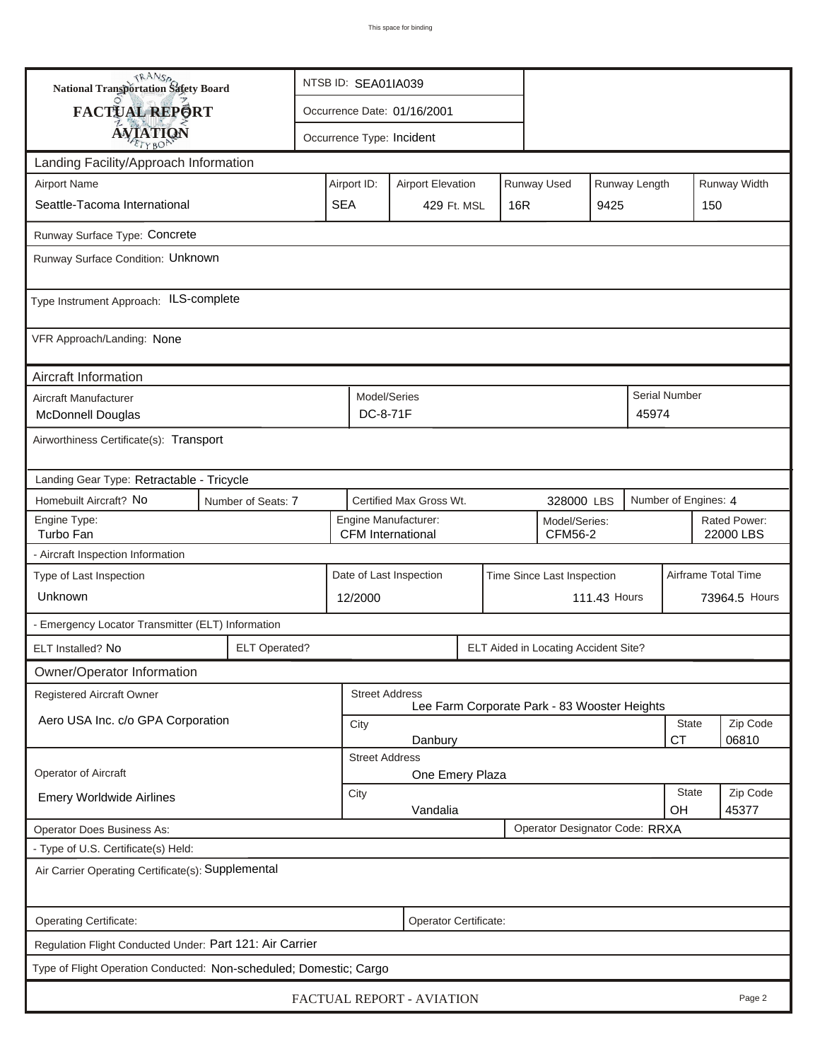This space for binding

**National Transportation Safety Board**

**FACTUAL REPORT**

**AVIATION**

| NTSB ID: SEA01IA039 |
|---|
| Occurrence Date: 01/16/2001 |
| Occurrence Type: Incident |

## Landing Facility/Approach Information

| Airport Name | Airport ID: | Airport Elevation | Runway Used | Runway Length | Runway Width |
|---|---|---|---|---|---|
| Seattle-Tacoma International | SEA | 429 Ft. MSL | 16R | 9425 | 150 |

Runway Surface Type: Concrete

Runway Surface Condition: Unknown

Type Instrument Approach: ILS-complete

VFR Approach/Landing: None

## Aircraft Information

| Aircraft Manufacturer | Model/Series | Serial Number |
|---|---|---|
| McDonnell Douglas | DC-8-71F | 45974 |

Airworthiness Certificate(s): Transport

Landing Gear Type: Retractable - Tricycle

| Homebuilt Aircraft? No | Number of Seats: 7 | Certified Max Gross Wt. 328000 LBS | Number of Engines: 4 |
|---|---|---|---|

| Engine Type: | Engine Manufacturer: | Model/Series: | Rated Power: |
|---|---|---|---|
| Turbo Fan | CFM International | CFM56-2 | 22000 LBS |

- Aircraft Inspection Information

| Type of Last Inspection | Date of Last Inspection | Time Since Last Inspection | Airframe Total Time |
|---|---|---|---|
| Unknown | 12/2000 | 111.43 Hours | 73964.5 Hours |

- Emergency Locator Transmitter (ELT) Information

| ELT Installed? No | ELT Operated? | ELT Aided in Locating Accident Site? |
|---|---|---|

## Owner/Operator Information

| | | | | |
|---|---|---|---|---|
| Registered Aircraft Owner | Street Address | Lee Farm Corporate Park - 83 Wooster Heights | | |
| Aero USA Inc. c/o GPA Corporation | City | Danbury | State: CT | Zip Code: 06810 |
| Operator of Aircraft | Street Address | One Emery Plaza | | |
| Emery Worldwide Airlines | City | Vandalia | State: OH | Zip Code: 45377 |

Operator Does Business As:

Operator Designator Code: RRXA

- Type of U.S. Certificate(s) Held:

Air Carrier Operating Certificate(s): Supplemental

Operating Certificate:

Operator Certificate:

Regulation Flight Conducted Under: Part 121: Air Carrier

Type of Flight Operation Conducted: Non-scheduled; Domestic; Cargo

FACTUAL REPORT - AVIATION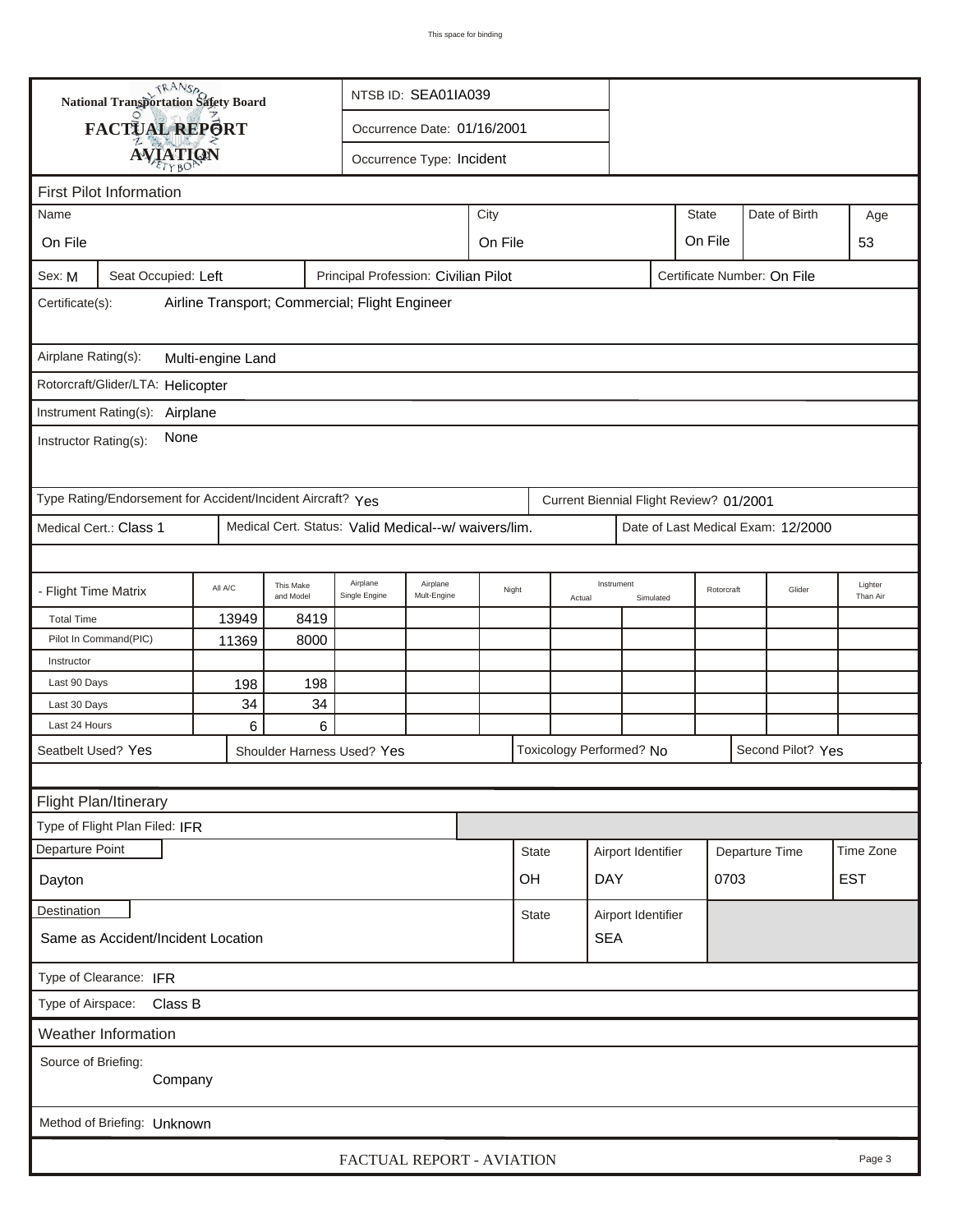National Transportation Safety Board

**FACTUAL REPORT**

**AVIATION**

NTSB ID: SEA01IA039

Occurrence Date: 01/16/2001

Occurrence Type: Incident

## First Pilot Information

| Name | City | State | Date of Birth | Age |
|---|---|---|---|---|
| On File | On File | On File | | 53 |

Sex: M | Seat Occupied: Left | Principal Profession: Civilian Pilot | Certificate Number: On File

Certificate(s): Airline Transport; Commercial; Flight Engineer

Airplane Rating(s): Multi-engine Land

Rotorcraft/Glider/LTA: Helicopter

Instrument Rating(s): Airplane

Instructor Rating(s): None

Type Rating/Endorsement for Accident/Incident Aircraft? Yes | Current Biennial Flight Review? 01/2001

Medical Cert.: Class 1 | Medical Cert. Status: Valid Medical--w/ waivers/lim. | Date of Last Medical Exam: 12/2000

| - Flight Time Matrix | All A/C | This Make and Model | Airplane Single Engine | Airplane Mult-Engine | Night | Instrument Actual | Instrument Simulated | Rotorcraft | Glider | Lighter Than Air |
|---|---|---|---|---|---|---|---|---|---|---|
| Total Time | 13949 | 8419 | | | | | | | | |
| Pilot In Command(PIC) | 11369 | 8000 | | | | | | | | |
| Instructor | | | | | | | | | | |
| Last 90 Days | 198 | 198 | | | | | | | | |
| Last 30 Days | 34 | 34 | | | | | | | | |
| Last 24 Hours | 6 | 6 | | | | | | | | |

Seatbelt Used? Yes | Shoulder Harness Used? Yes | Toxicology Performed? No | Second Pilot? Yes

## Flight Plan/Itinerary

Type of Flight Plan Filed: IFR

| Departure Point | State | Airport Identifier | Departure Time | Time Zone |
|---|---|---|---|---|
| Dayton | OH | DAY | 0703 | EST |

| Destination | State | Airport Identifier |
|---|---|---|
| Same as Accident/Incident Location | | SEA |

Type of Clearance: IFR

Type of Airspace: Class B

## Weather Information

Source of Briefing: Company

Method of Briefing: Unknown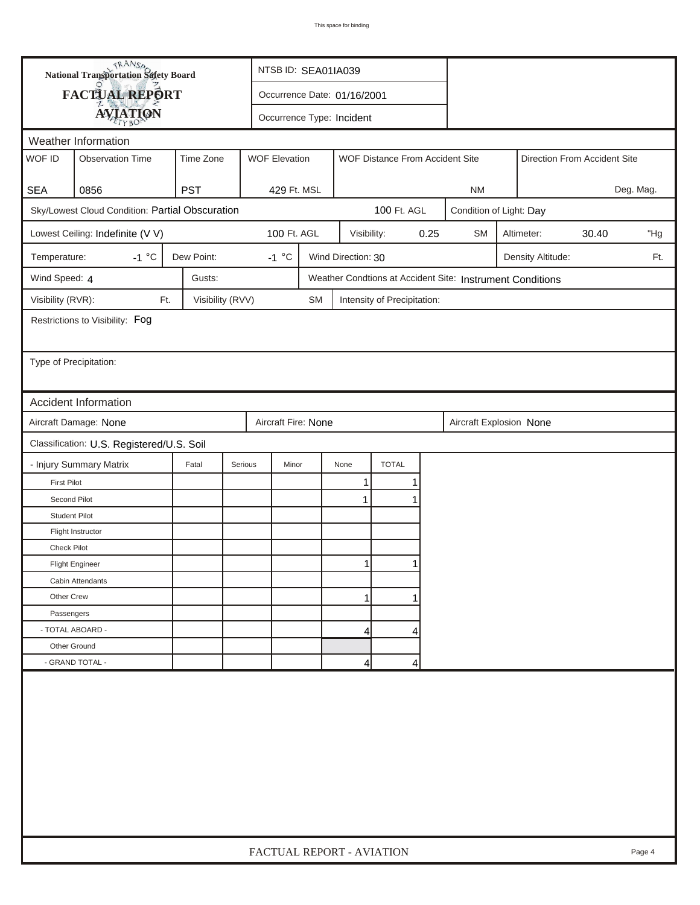**National Transportation Safety Board**

**FACTUAL REPORT**

**AVIATION**

NTSB ID: SEA01IA039

Occurrence Date: 01/16/2001

Occurrence Type: Incident

## Weather Information

| WOF ID | Observation Time | Time Zone | WOF Elevation | WOF Distance From Accident Site | Direction From Accident Site |
|---|---|---|---|---|---|
| SEA | 0856 | PST | 429 Ft. MSL | NM | Deg. Mag. |

Sky/Lowest Cloud Condition: Partial Obscuration — 100 Ft. AGL — Condition of Light: Day

Lowest Ceiling: Indefinite (V V) — 100 Ft. AGL — Visibility: 0.25 SM — Altimeter: 30.40 "Hg

Temperature: -1 °C — Dew Point: -1 °C — Wind Direction: 30 — Density Altitude: Ft.

Wind Speed: 4 — Gusts: — Weather Condtions at Accident Site: Instrument Conditions

Visibility (RVR): Ft. — Visibility (RVV) SM — Intensity of Precipitation:

Restrictions to Visibility: Fog

Type of Precipitation:

## Accident Information

Aircraft Damage: None — Aircraft Fire: None — Aircraft Explosion None

Classification: U.S. Registered/U.S. Soil

| - Injury Summary Matrix | Fatal | Serious | Minor | None | TOTAL |
|---|---|---|---|---|---|
| First Pilot | | | | 1 | 1 |
| Second Pilot | | | | 1 | 1 |
| Student Pilot | | | | | |
| Flight Instructor | | | | | |
| Check Pilot | | | | | |
| Flight Engineer | | | | 1 | 1 |
| Cabin Attendants | | | | | |
| Other Crew | | | | 1 | 1 |
| Passengers | | | | | |
| - TOTAL ABOARD - | | | | 4 | 4 |
| Other Ground | | | | | |
| - GRAND TOTAL - | | | | 4 | 4 |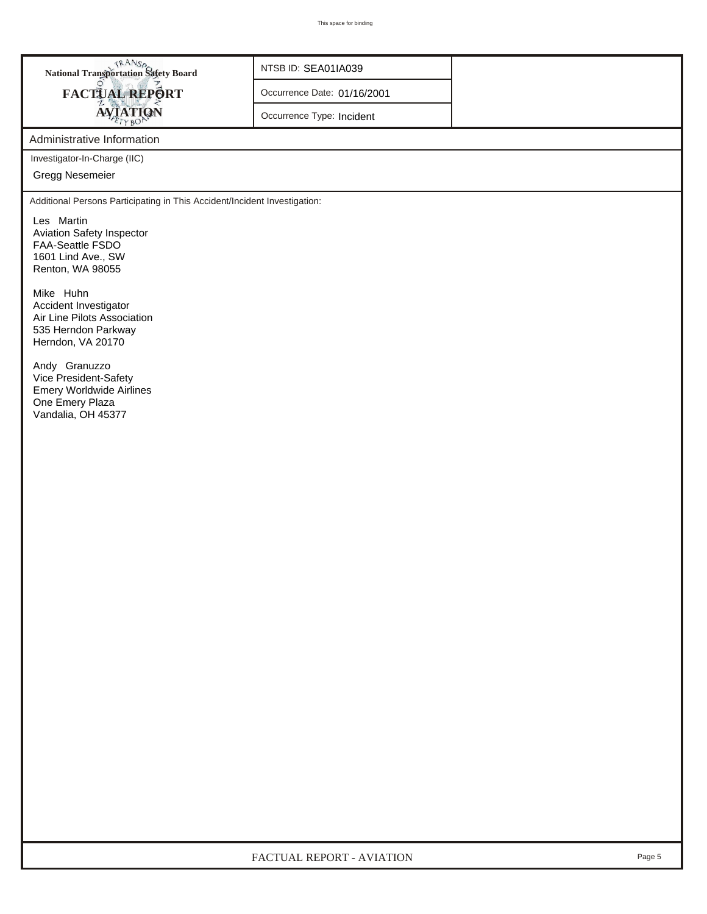**National Transportation Safety Board**

**FACTUAL REPORT**

**AVIATION**

| | |
|---|---|
| NTSB ID: SEA01IA039 | |
| Occurrence Date: 01/16/2001 | |
| Occurrence Type: Incident | |

## Administrative Information

Investigator-In-Charge (IIC)

Gregg Nesemeier

Additional Persons Participating in This Accident/Incident Investigation:

Les Martin
Aviation Safety Inspector
FAA-Seattle FSDO
1601 Lind Ave., SW
Renton, WA 98055

Mike Huhn
Accident Investigator
Air Line Pilots Association
535 Herndon Parkway
Herndon, VA 20170

Andy Granuzzo
Vice President-Safety
Emery Worldwide Airlines
One Emery Plaza
Vandalia, OH 45377